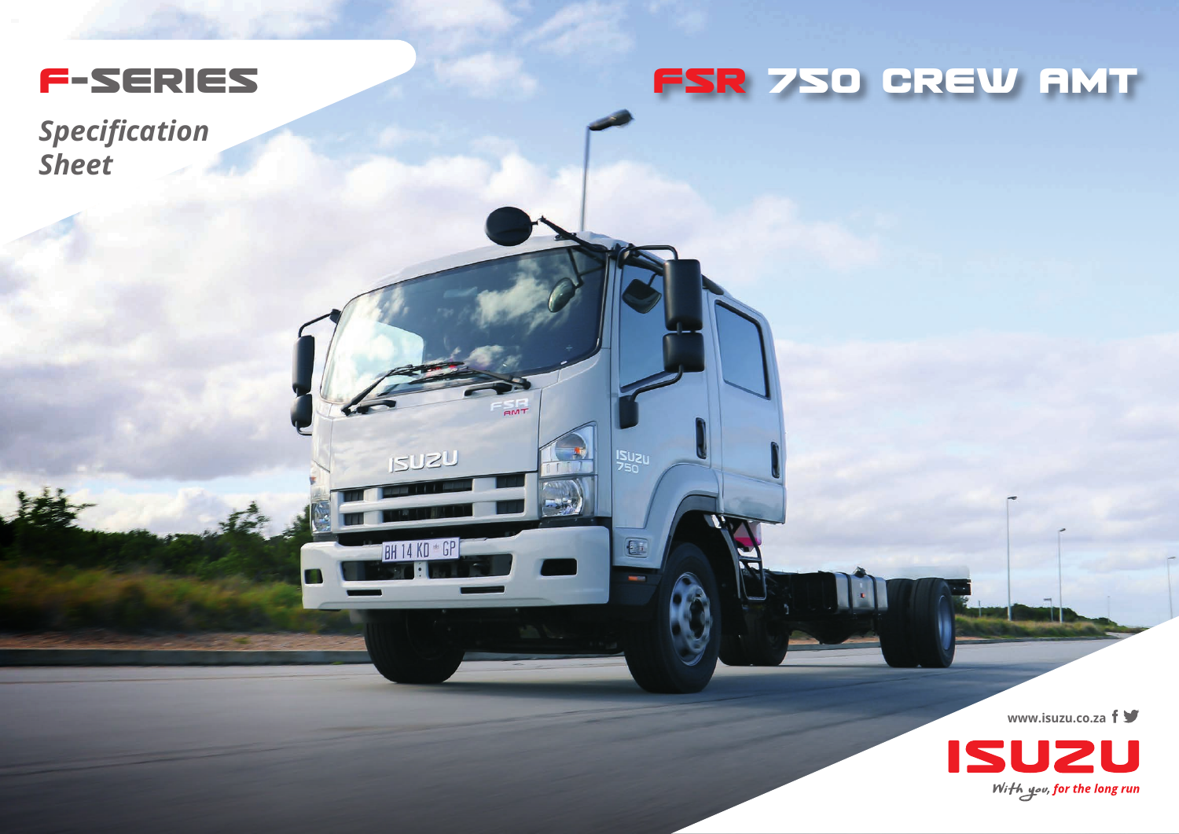# F-SERIES

*Specification Sheet*

# FSR 750 CREW AMT

www.isuzu.co.za

ISUZU

*With you, for the long run*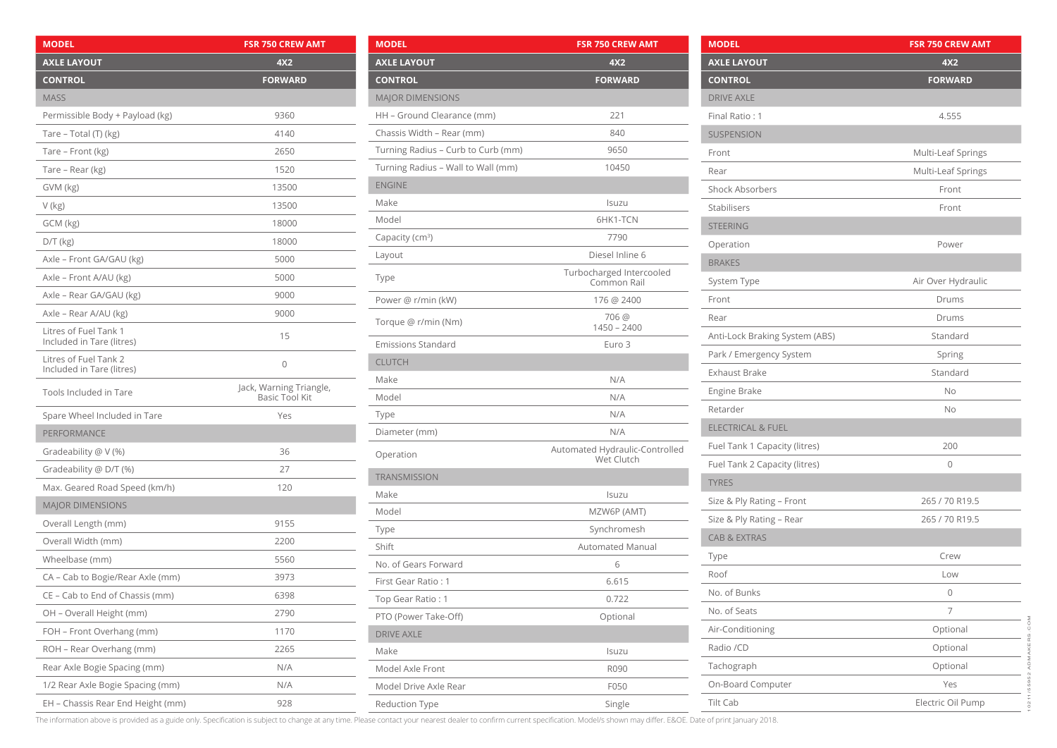| MODEL | FSR 750 CREW AMT |
|---|---|
| **AXLE LAYOUT** | **4X2** |
| **CONTROL** | **FORWARD** |
| MASS | |
| Permissible Body + Payload (kg) | 9360 |
| Tare – Total (T) (kg) | 4140 |
| Tare – Front (kg) | 2650 |
| Tare – Rear (kg) | 1520 |
| GVM (kg) | 13500 |
| V (kg) | 13500 |
| GCM (kg) | 18000 |
| D/T (kg) | 18000 |
| Axle – Front GA/GAU (kg) | 5000 |
| Axle – Front A/AU (kg) | 5000 |
| Axle – Rear GA/GAU (kg) | 9000 |
| Axle – Rear A/AU (kg) | 9000 |
| Litres of Fuel Tank 1 Included in Tare (litres) | 15 |
| Litres of Fuel Tank 2 Included in Tare (litres) | 0 |
| Tools Included in Tare | Jack, Warning Triangle, Basic Tool Kit |
| Spare Wheel Included in Tare | Yes |
| PERFORMANCE | |
| Gradeability @ V (%) | 36 |
| Gradeability @ D/T (%) | 27 |
| Max. Geared Road Speed (km/h) | 120 |
| MAJOR DIMENSIONS | |
| Overall Length (mm) | 9155 |
| Overall Width (mm) | 2200 |
| Wheelbase (mm) | 5560 |
| CA – Cab to Bogie/Rear Axle (mm) | 3973 |
| CE – Cab to End of Chassis (mm) | 6398 |
| OH – Overall Height (mm) | 2790 |
| FOH – Front Overhang (mm) | 1170 |
| ROH – Rear Overhang (mm) | 2265 |
| Rear Axle Bogie Spacing (mm) | N/A |
| 1/2 Rear Axle Bogie Spacing (mm) | N/A |
| EH – Chassis Rear End Height (mm) | 928 |

| MODEL | FSR 750 CREW AMT |
|---|---|
| **AXLE LAYOUT** | **4X2** |
| **CONTROL** | **FORWARD** |
| MAJOR DIMENSIONS | |
| HH – Ground Clearance (mm) | 221 |
| Chassis Width – Rear (mm) | 840 |
| Turning Radius – Curb to Curb (mm) | 9650 |
| Turning Radius – Wall to Wall (mm) | 10450 |
| ENGINE | |
| Make | Isuzu |
| Model | 6HK1-TCN |
| Capacity (cm³) | 7790 |
| Layout | Diesel Inline 6 |
| Type | Turbocharged Intercooled Common Rail |
| Power @ r/min (kW) | 176 @ 2400 |
| Torque @ r/min (Nm) | 706 @ 1450 – 2400 |
| Emissions Standard | Euro 3 |
| CLUTCH | |
| Make | N/A |
| Model | N/A |
| Type | N/A |
| Diameter (mm) | N/A |
| Operation | Automated Hydraulic-Controlled Wet Clutch |
| TRANSMISSION | |
| Make | Isuzu |
| Model | MZW6P (AMT) |
| Type | Synchromesh |
| Shift | Automated Manual |
| No. of Gears Forward | 6 |
| First Gear Ratio : 1 | 6.615 |
| Top Gear Ratio : 1 | 0.722 |
| PTO (Power Take-Off) | Optional |
| DRIVE AXLE | |
| Make | Isuzu |
| Model Axle Front | R090 |
| Model Drive Axle Rear | F050 |
| Reduction Type | Single |

| MODEL | FSR 750 CREW AMT |
|---|---|
| **AXLE LAYOUT** | **4X2** |
| **CONTROL** | **FORWARD** |
| DRIVE AXLE | |
| Final Ratio : 1 | 4.555 |
| SUSPENSION | |
| Front | Multi-Leaf Springs |
| Rear | Multi-Leaf Springs |
| Shock Absorbers | Front |
| Stabilisers | Front |
| STEERING | |
| Operation | Power |
| BRAKES | |
| System Type | Air Over Hydraulic |
| Front | Drums |
| Rear | Drums |
| Anti-Lock Braking System (ABS) | Standard |
| Park / Emergency System | Spring |
| Exhaust Brake | Standard |
| Engine Brake | No |
| Retarder | No |
| ELECTRICAL & FUEL | |
| Fuel Tank 1 Capacity (litres) | 200 |
| Fuel Tank 2 Capacity (litres) | 0 |
| TYRES | |
| Size & Ply Rating – Front | 265 / 70 R19.5 |
| Size & Ply Rating – Rear | 265 / 70 R19.5 |
| CAB & EXTRAS | |
| Type | Crew |
| Roof | Low |
| No. of Bunks | 0 |
| No. of Seats | 7 |
| Air-Conditioning | Optional |
| Radio /CD | Optional |
| Tachograph | Optional |
| On-Board Computer | Yes |
| Tilt Cab | Electric Oil Pump |

The information above is provided as a guide only. Specification is subject to change at any time. Please contact your nearest dealer to confirm current specification. Model/s shown may differ. E&OE. Date of print January 2018.